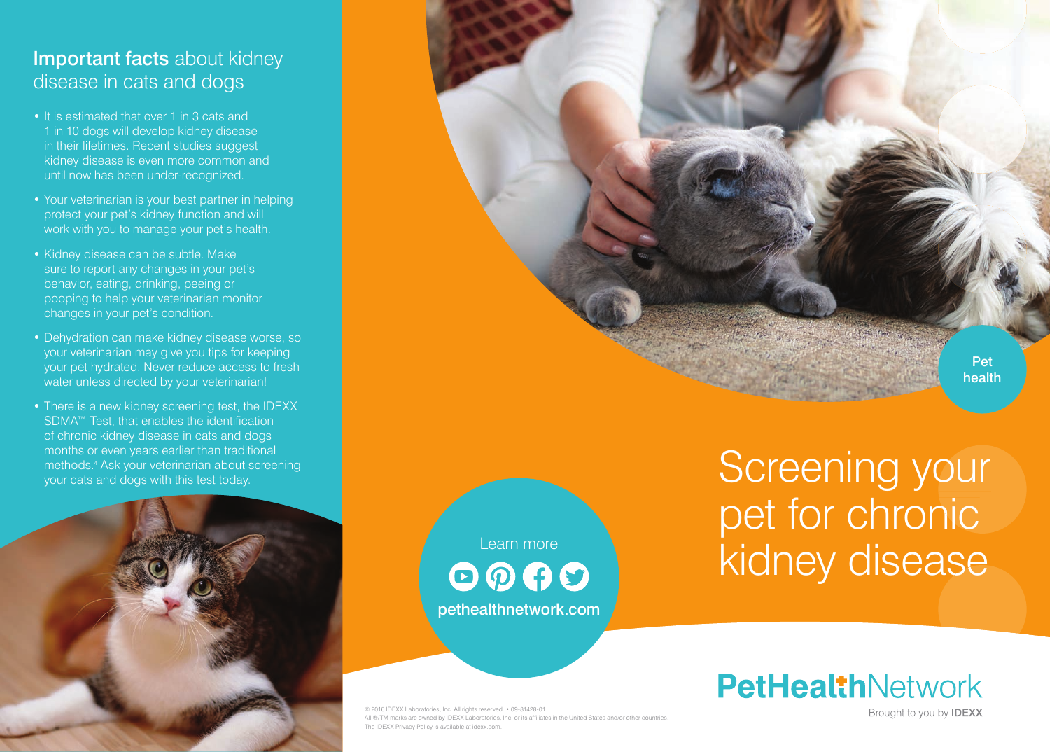## **Important facts** about kidney disease in cats and dogs

- It is estimated that over 1 in 3 cats and 1 in 10 dogs will develop kidney disease in their lifetimes. Recent studies suggest kidney disease is even more common and until now has been under-recognized.
- Your veterinarian is your best partner in helping protect your pet's kidney function and will work with you to manage your pet's health.
- Kidney disease can be subtle. Make sure to report any changes in your pet's behavior, eating, drinking, peeing or pooping to help your veterinarian monitor changes in your pet's condition.
- Dehydration can make kidney disease worse, so your veterinarian may give you tips for keeping your pet hydrated. Never reduce access to fresh water unless directed by your veterinarian!
- There is a new kidney screening test, the IDEXX SDMA™ Test, that enables the identification of chronic kidney disease in cats and dogs months or even years earlier than traditional methods.[4] Ask your veterinarian about screening your cats and dogs with this test today.

Learn more

**pethealthnetwork.com**

© 2016 IDEXX Laboratories, Inc. All rights reserved. • 09-81428-01
All ®/TM marks are owned by IDEXX Laboratories, Inc. or its affiliates in the United States and/or other countries.
The IDEXX Privacy Policy is available at idexx.com.

**Pet health**

# Screening your pet for chronic kidney disease

**PetHealth**Network

Brought to you by **IDEXX**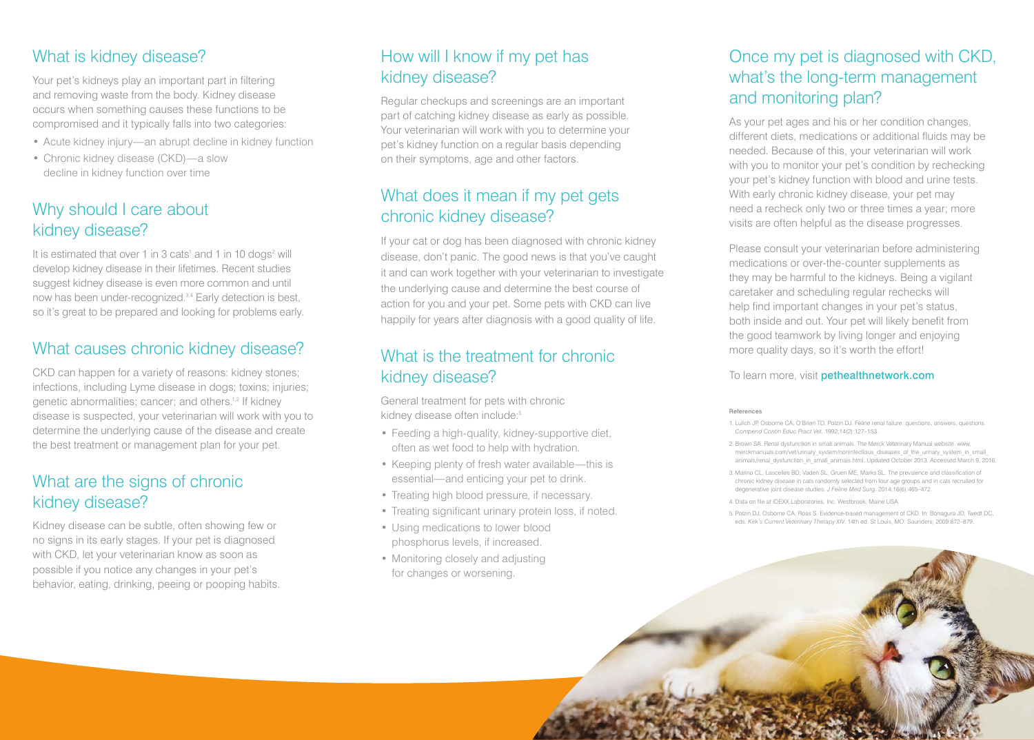## What is kidney disease?

Your pet's kidneys play an important part in filtering and removing waste from the body. Kidney disease occurs when something causes these functions to be compromised and it typically falls into two categories:

- Acute kidney injury—an abrupt decline in kidney function
- Chronic kidney disease (CKD)—a slow decline in kidney function over time

## Why should I care about kidney disease?

It is estimated that over 1 in 3 cats[1] and 1 in 10 dogs[2] will develop kidney disease in their lifetimes. Recent studies suggest kidney disease is even more common and until now has been under-recognized.[3,4] Early detection is best, so it's great to be prepared and looking for problems early.

## What causes chronic kidney disease?

CKD can happen for a variety of reasons: kidney stones; infections, including Lyme disease in dogs; toxins; injuries; genetic abnormalities; cancer; and others.[1,2] If kidney disease is suspected, your veterinarian will work with you to determine the underlying cause of the disease and create the best treatment or management plan for your pet.

## What are the signs of chronic kidney disease?

Kidney disease can be subtle, often showing few or no signs in its early stages. If your pet is diagnosed with CKD, let your veterinarian know as soon as possible if you notice any changes in your pet's behavior, eating, drinking, peeing or pooping habits.

## How will I know if my pet has kidney disease?

Regular checkups and screenings are an important part of catching kidney disease as early as possible. Your veterinarian will work with you to determine your pet's kidney function on a regular basis depending on their symptoms, age and other factors.

## What does it mean if my pet gets chronic kidney disease?

If your cat or dog has been diagnosed with chronic kidney disease, don't panic. The good news is that you've caught it and can work together with your veterinarian to investigate the underlying cause and determine the best course of action for you and your pet. Some pets with CKD can live happily for years after diagnosis with a good quality of life.

## What is the treatment for chronic kidney disease?

General treatment for pets with chronic kidney disease often include:[5]

- Feeding a high-quality, kidney-supportive diet, often as wet food to help with hydration.
- Keeping plenty of fresh water available—this is essential—and enticing your pet to drink.
- Treating high blood pressure, if necessary.
- Treating significant urinary protein loss, if noted.
- Using medications to lower blood phosphorus levels, if increased.
- Monitoring closely and adjusting for changes or worsening.

## Once my pet is diagnosed with CKD, what's the long-term management and monitoring plan?

As your pet ages and his or her condition changes, different diets, medications or additional fluids may be needed. Because of this, your veterinarian will work with you to monitor your pet's condition by rechecking your pet's kidney function with blood and urine tests. With early chronic kidney disease, your pet may need a recheck only two or three times a year; more visits are often helpful as the disease progresses.

Please consult your veterinarian before administering medications or over-the-counter supplements as they may be harmful to the kidneys. Being a vigilant caretaker and scheduling regular rechecks will help find important changes in your pet's status, both inside and out. Your pet will likely benefit from the good teamwork by living longer and enjoying more quality days, so it's worth the effort!

To learn more, visit **pethealthnetwork.com**

#### References

1. Lulich JP, Osborne CA, O'Brien TD, Polzin DJ. Feline renal failure: questions, answers, questions. *Compend Contin Educ Pract Vet*. 1992;14(2):127–153.
2. Brown SA. Renal dysfunction in small animals. The Merck Veterinary Manual website. www.merckmanuals.com/vet/urinary_system/noninfectious_diseases_of_the_urinary_system_in_small_animals/renal_dysfunction_in_small_animals.html. Updated October 2013. Accessed March 9, 2016.
3. Marino CL, Lascelles BD, Vaden SL, Gruen ME, Marks SL. The prevalence and classification of chronic kidney disease in cats randomly selected from four age groups and in cats recruited for degenerative joint disease studies. *J Feline Med Surg*. 2014;16(6):465–472.
4. Data on file at IDEXX Laboratories, Inc. Westbrook, Maine USA.
5. Polzin DJ, Osborne CA, Ross S. Evidence-based management of CKD. In: Bonagura JD, Twedt DC, eds. *Kirk's Current Veterinary Therapy XIV*. 14th ed. St Louis, MO: Saunders; 2009:872–879.